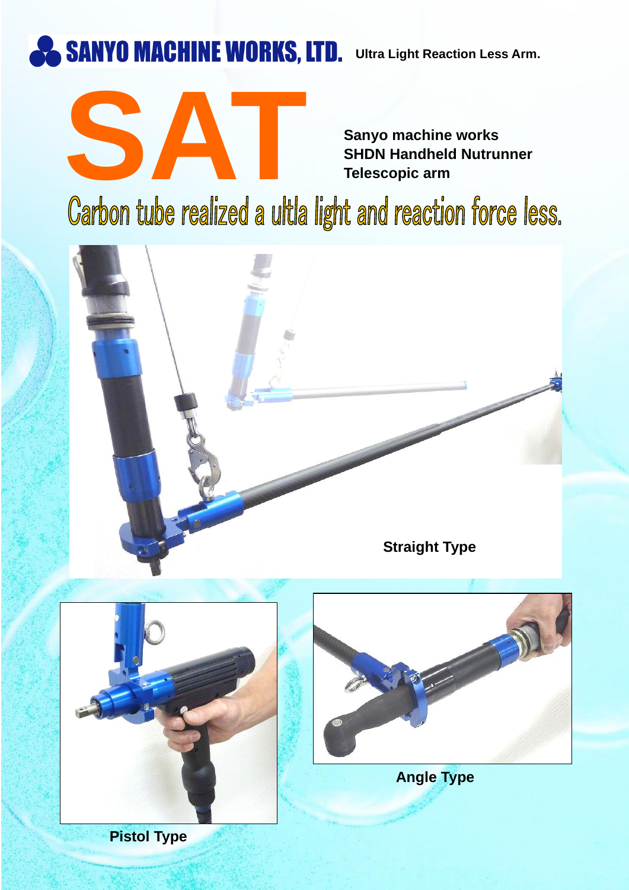# SANYO MACHINE WORKS, LTD.

**Ultra Light Reaction Less Arm.**

# SAT

**Sanyo machine works**
**SHDN Handheld Nutrunner**
**Telescopic arm**

## Carbon tube realized a ultla light and reaction force less.

**Straight Type**

**Pistol Type**

**Angle Type**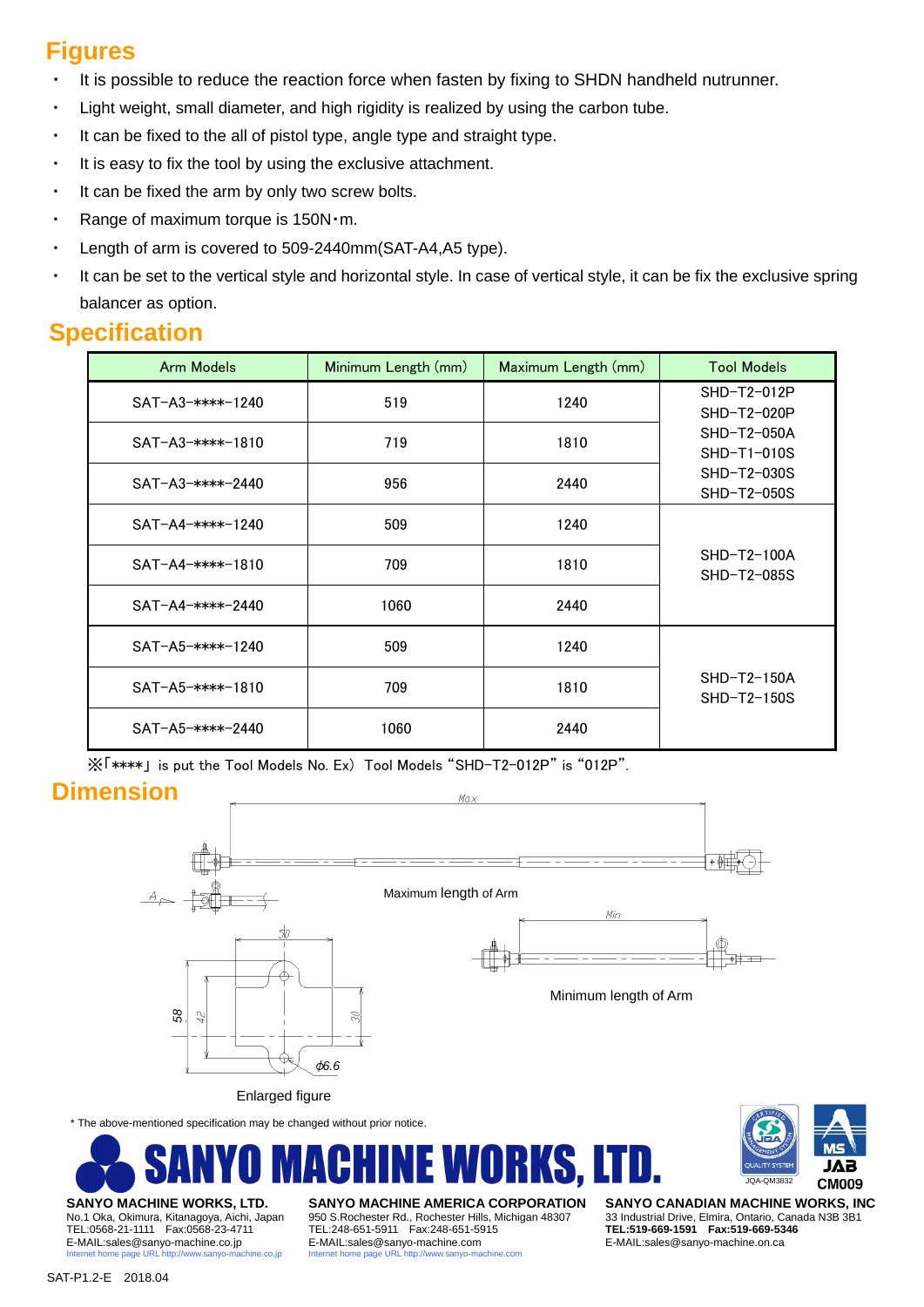## Figures

- It is possible to reduce the reaction force when fasten by fixing to SHDN handheld nutrunner.
- Light weight, small diameter, and high rigidity is realized by using the carbon tube.
- It can be fixed to the all of pistol type, angle type and straight type.
- It is easy to fix the tool by using the exclusive attachment.
- It can be fixed the arm by only two screw bolts.
- Range of maximum torque is 150N・m.
- Length of arm is covered to 509-2440mm(SAT-A4,A5 type).
- It can be set to the vertical style and horizontal style. In case of vertical style, it can be fix the exclusive spring balancer as option.

## Specification

| Arm Models | Minimum Length (mm) | Maximum Length (mm) | Tool Models |
|---|---|---|---|
| SAT-A3-****-1240 | 519 | 1240 | SHD-T2-012P<br>SHD-T2-020P<br>SHD-T2-050A<br>SHD-T1-010S<br>SHD-T2-030S<br>SHD-T2-050S |
| SAT-A3-****-1810 | 719 | 1810 | |
| SAT-A3-****-2440 | 956 | 2440 | |
| SAT-A4-****-1240 | 509 | 1240 | SHD-T2-100A<br>SHD-T2-085S |
| SAT-A4-****-1810 | 709 | 1810 | |
| SAT-A4-****-2440 | 1060 | 2440 | |
| SAT-A5-****-1240 | 509 | 1240 | SHD-T2-150A<br>SHD-T2-150S |
| SAT-A5-****-1810 | 709 | 1810 | |
| SAT-A5-****-2440 | 1060 | 2440 | |

※「****」 is put the Tool Models No. Ex) Tool Models “SHD-T2-012P” is “012P”.

## Dimension

Max

A

Maximum length of Arm

Min

Minimum length of Arm

50

58

42

30

ϕ6.6

Enlarged figure

* The above-mentioned specification may be changed without prior notice.

**SANYO MACHINE WORKS, LTD.**

JQA-QM3832

CM009

**SANYO MACHINE WORKS, LTD.**
No.1 Oka, Okimura, Kitanagoya, Aichi, Japan
TEL:0568-21-1111 Fax:0568-23-4711
E-MAIL:sales@sanyo-machine.co.jp
Internet home page URL http://www.sanyo-machine.co.jp

**SANYO MACHINE AMERICA CORPORATION**
950 S.Rochester Rd., Rochester Hills, Michigan 48307
TEL:248-651-5911 Fax:248-651-5915
E-MAIL:sales@sanyo-machine.com
Internet home page URL http://www.sanyo-machine.com

**SANYO CANADIAN MACHINE WORKS, INC**
33 Industrial Drive, Elmira, Ontario, Canada N3B 3B1
**TEL:519-669-1591 Fax:519-669-5346**
E-MAIL:sales@sanyo-machine.on.ca

SAT-P1.2-E 2018.04